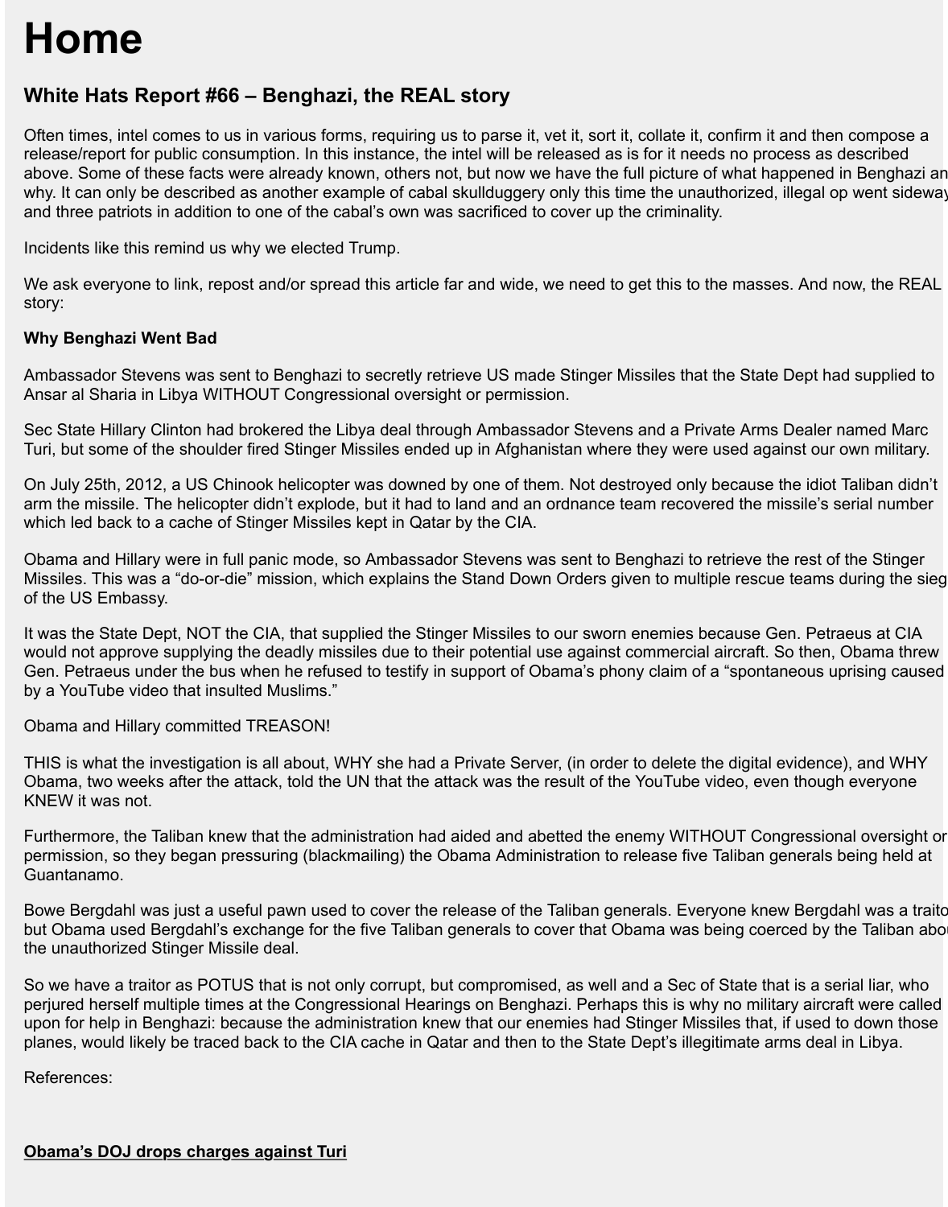# Home

## White Hats Report #66 – Benghazi, the REAL story

Often times, intel comes to us in various forms, requiring us to parse it, vet it, sort it, collate it, confirm it and then compose a release/report for public consumption. In this instance, the intel will be released as is for it needs no process as described above. Some of these facts were already known, others not, but now we have the full picture of what happened in Benghazi an why. It can only be described as another example of cabal skullduggery only this time the unauthorized, illegal op went sideway and three patriots in addition to one of the cabal's own was sacrificed to cover up the criminality.

Incidents like this remind us why we elected Trump.

We ask everyone to link, repost and/or spread this article far and wide, we need to get this to the masses. And now, the REAL story:

**Why Benghazi Went Bad**

Ambassador Stevens was sent to Benghazi to secretly retrieve US made Stinger Missiles that the State Dept had supplied to Ansar al Sharia in Libya WITHOUT Congressional oversight or permission.

Sec State Hillary Clinton had brokered the Libya deal through Ambassador Stevens and a Private Arms Dealer named Marc Turi, but some of the shoulder fired Stinger Missiles ended up in Afghanistan where they were used against our own military.

On July 25th, 2012, a US Chinook helicopter was downed by one of them. Not destroyed only because the idiot Taliban didn't arm the missile. The helicopter didn't explode, but it had to land and an ordnance team recovered the missile's serial number which led back to a cache of Stinger Missiles kept in Qatar by the CIA.

Obama and Hillary were in full panic mode, so Ambassador Stevens was sent to Benghazi to retrieve the rest of the Stinger Missiles. This was a "do-or-die" mission, which explains the Stand Down Orders given to multiple rescue teams during the sieg of the US Embassy.

It was the State Dept, NOT the CIA, that supplied the Stinger Missiles to our sworn enemies because Gen. Petraeus at CIA would not approve supplying the deadly missiles due to their potential use against commercial aircraft. So then, Obama threw Gen. Petraeus under the bus when he refused to testify in support of Obama's phony claim of a "spontaneous uprising caused by a YouTube video that insulted Muslims."

Obama and Hillary committed TREASON!

THIS is what the investigation is all about, WHY she had a Private Server, (in order to delete the digital evidence), and WHY Obama, two weeks after the attack, told the UN that the attack was the result of the YouTube video, even though everyone KNEW it was not.

Furthermore, the Taliban knew that the administration had aided and abetted the enemy WITHOUT Congressional oversight or permission, so they began pressuring (blackmailing) the Obama Administration to release five Taliban generals being held at Guantanamo.

Bowe Bergdahl was just a useful pawn used to cover the release of the Taliban generals. Everyone knew Bergdahl was a traito but Obama used Bergdahl's exchange for the five Taliban generals to cover that Obama was being coerced by the Taliban abou the unauthorized Stinger Missile deal.

So we have a traitor as POTUS that is not only corrupt, but compromised, as well and a Sec of State that is a serial liar, who perjured herself multiple times at the Congressional Hearings on Benghazi. Perhaps this is why no military aircraft were called upon for help in Benghazi: because the administration knew that our enemies had Stinger Missiles that, if used to down those planes, would likely be traced back to the CIA cache in Qatar and then to the State Dept's illegitimate arms deal in Libya.

References:

**Obama's DOJ drops charges against Turi**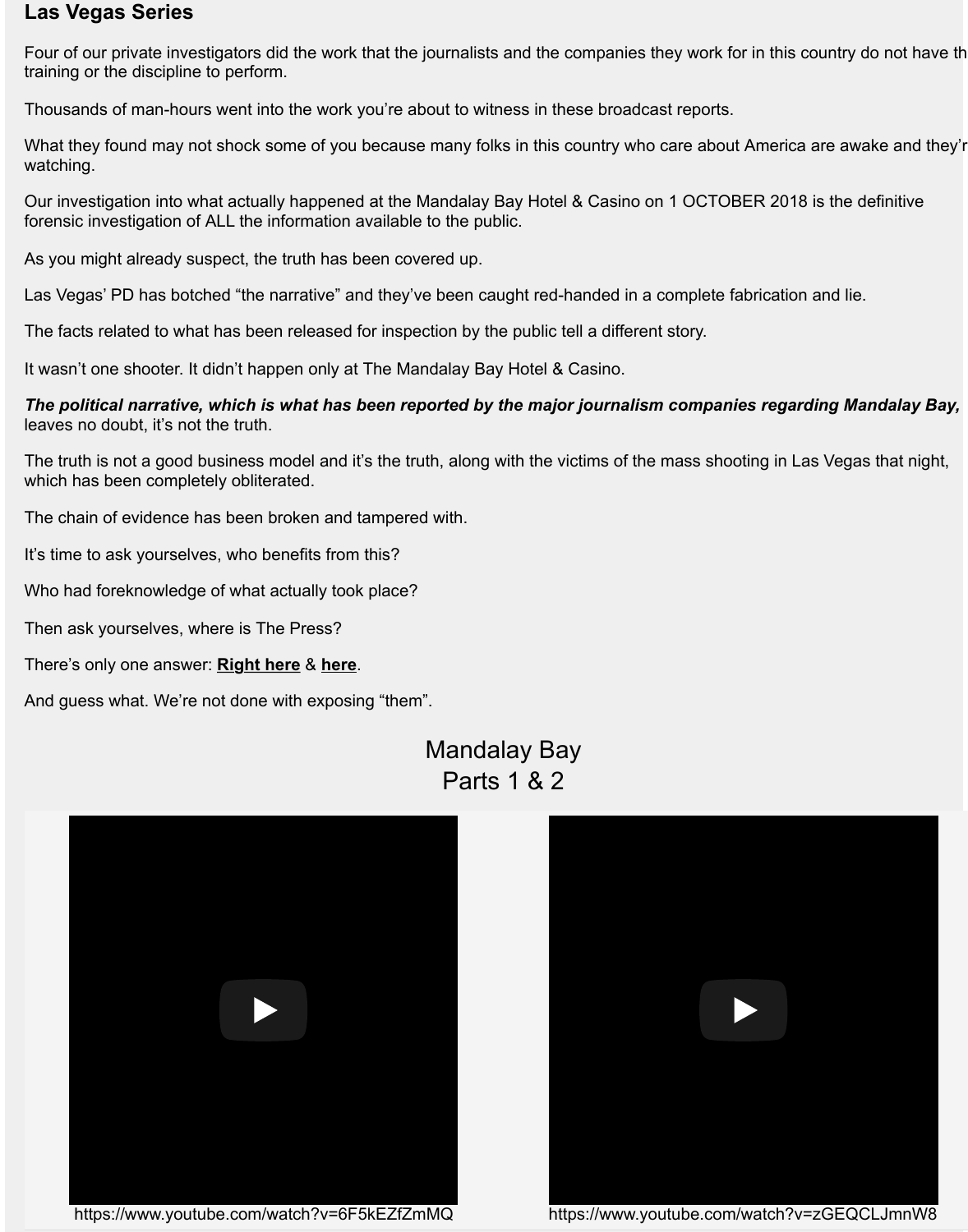## Las Vegas Series

Four of our private investigators did the work that the journalists and the companies they work for in this country do not have th training or the discipline to perform.

Thousands of man-hours went into the work you're about to witness in these broadcast reports.

What they found may not shock some of you because many folks in this country who care about America are awake and they'r watching.

Our investigation into what actually happened at the Mandalay Bay Hotel & Casino on 1 OCTOBER 2018 is the definitive forensic investigation of ALL the information available to the public.

As you might already suspect, the truth has been covered up.

Las Vegas' PD has botched "the narrative" and they've been caught red-handed in a complete fabrication and lie.

The facts related to what has been released for inspection by the public tell a different story.

It wasn't one shooter. It didn't happen only at The Mandalay Bay Hotel & Casino.

***The political narrative, which is what has been reported by the major journalism companies regarding Mandalay Bay,*** leaves no doubt, it's not the truth.

The truth is not a good business model and it's the truth, along with the victims of the mass shooting in Las Vegas that night, which has been completely obliterated.

The chain of evidence has been broken and tampered with.

It's time to ask yourselves, who benefits from this?

Who had foreknowledge of what actually took place?

Then ask yourselves, where is The Press?

There's only one answer: **Right here** & **here**.

And guess what. We're not done with exposing "them".

Mandalay Bay
Parts 1 & 2

https://www.youtube.com/watch?v=6F5kEZfZmMQ

https://www.youtube.com/watch?v=zGEQCLJmnW8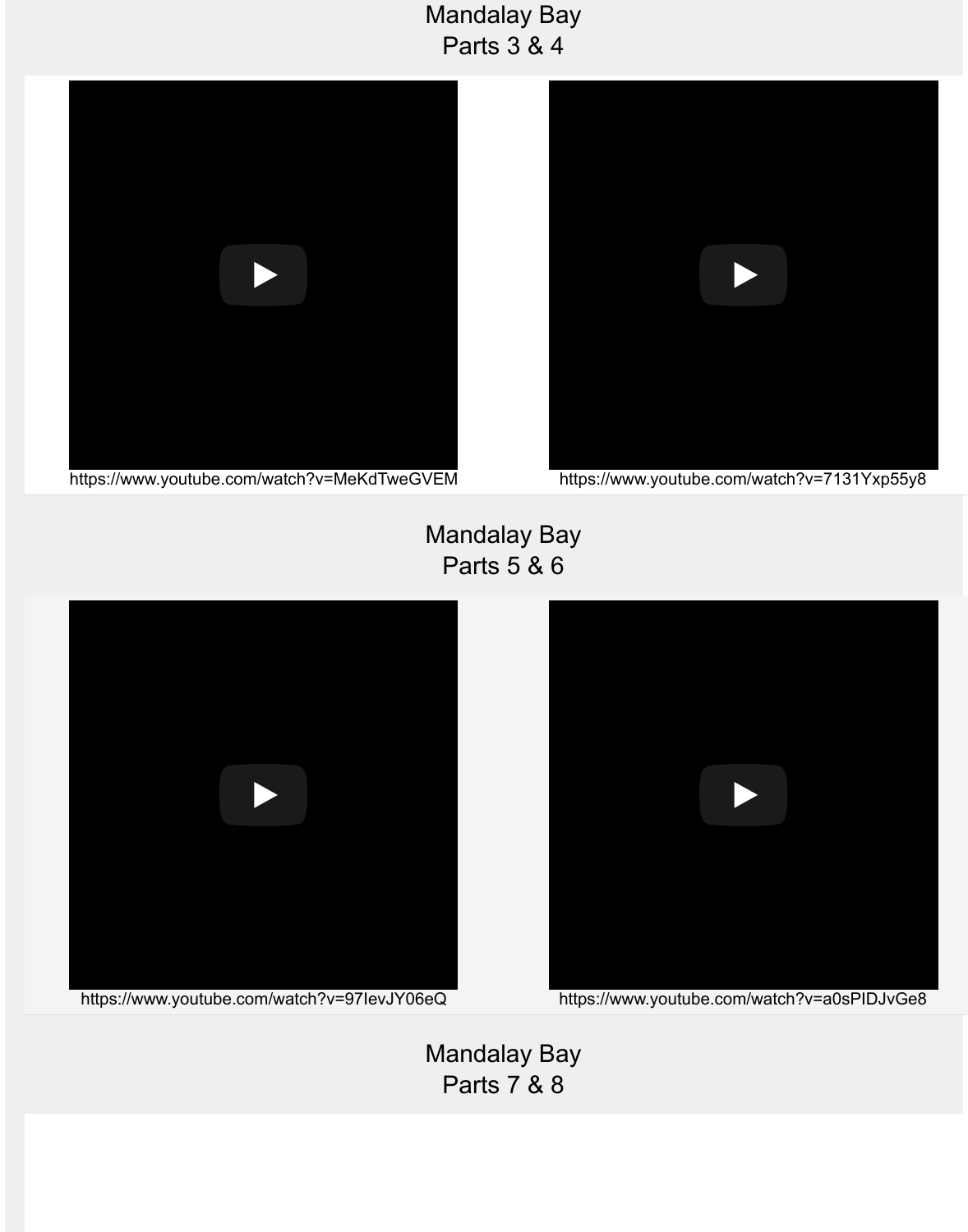## Mandalay Bay
## Parts 3 & 4

https://www.youtube.com/watch?v=MeKdTweGVEM

https://www.youtube.com/watch?v=7131Yxp55y8

## Mandalay Bay
## Parts 5 & 6

https://www.youtube.com/watch?v=97IevJY06eQ

https://www.youtube.com/watch?v=a0sPIDJvGe8

## Mandalay Bay
## Parts 7 & 8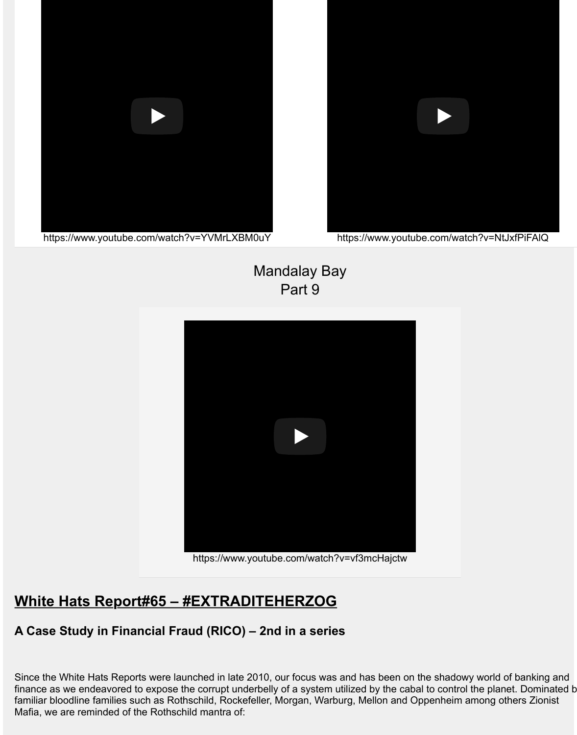https://www.youtube.com/watch?v=YVMrLXBM0uY

https://www.youtube.com/watch?v=NtJxfPiFAlQ

Mandalay Bay
Part 9

https://www.youtube.com/watch?v=vf3mcHajctw

## White Hats Report#65 – #EXTRADITEHERZOG

### A Case Study in Financial Fraud (RICO) – 2nd in a series

Since the White Hats Reports were launched in late 2010, our focus was and has been on the shadowy world of banking and finance as we endeavored to expose the corrupt underbelly of a system utilized by the cabal to control the planet. Dominated b familiar bloodline families such as Rothschild, Rockefeller, Morgan, Warburg, Mellon and Oppenheim among others Zionist Mafia, we are reminded of the Rothschild mantra of: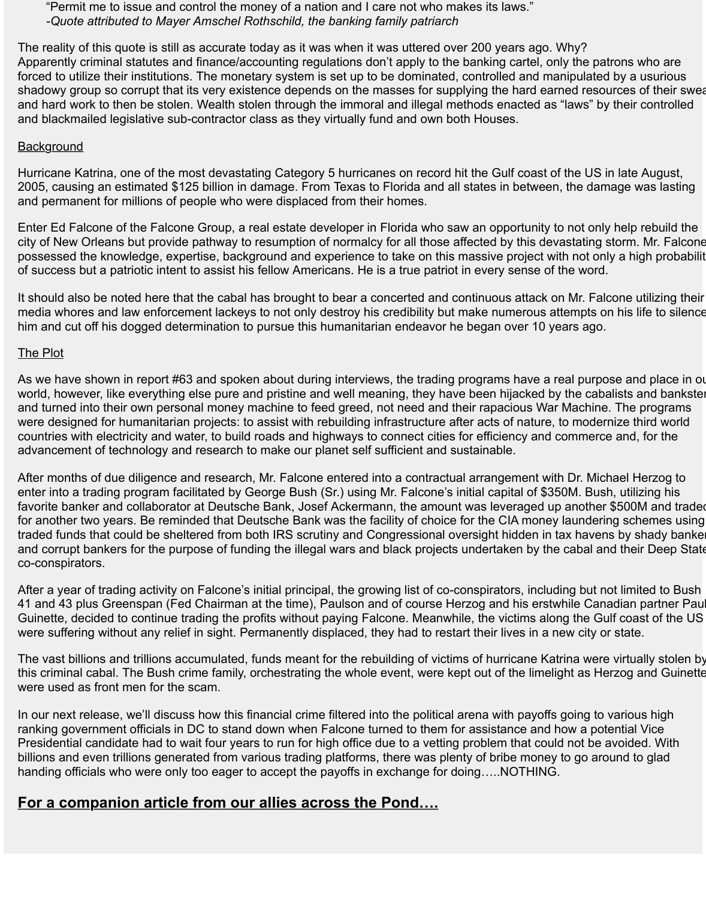> "Permit me to issue and control the money of a nation and I care not who makes its laws."
> *-Quote attributed to Mayer Amschel Rothschild, the banking family patriarch*

The reality of this quote is still as accurate today as it was when it was uttered over 200 years ago. Why? Apparently criminal statutes and finance/accounting regulations don't apply to the banking cartel, only the patrons who are forced to utilize their institutions. The monetary system is set up to be dominated, controlled and manipulated by a usurious shadowy group so corrupt that its very existence depends on the masses for supplying the hard earned resources of their swea and hard work to then be stolen. Wealth stolen through the immoral and illegal methods enacted as "laws" by their controlled and blackmailed legislative sub-contractor class as they virtually fund and own both Houses.

<u>Background</u>

Hurricane Katrina, one of the most devastating Category 5 hurricanes on record hit the Gulf coast of the US in late August, 2005, causing an estimated $125 billion in damage. From Texas to Florida and all states in between, the damage was lasting and permanent for millions of people who were displaced from their homes.

Enter Ed Falcone of the Falcone Group, a real estate developer in Florida who saw an opportunity to not only help rebuild the city of New Orleans but provide pathway to resumption of normalcy for all those affected by this devastating storm. Mr. Falcone possessed the knowledge, expertise, background and experience to take on this massive project with not only a high probabilit of success but a patriotic intent to assist his fellow Americans. He is a true patriot in every sense of the word.

It should also be noted here that the cabal has brought to bear a concerted and continuous attack on Mr. Falcone utilizing their media whores and law enforcement lackeys to not only destroy his credibility but make numerous attempts on his life to silence him and cut off his dogged determination to pursue this humanitarian endeavor he began over 10 years ago.

<u>The Plot</u>

As we have shown in report #63 and spoken about during interviews, the trading programs have a real purpose and place in ou world, however, like everything else pure and pristine and well meaning, they have been hijacked by the cabalists and bankste and turned into their own personal money machine to feed greed, not need and their rapacious War Machine. The programs were designed for humanitarian projects: to assist with rebuilding infrastructure after acts of nature, to modernize third world countries with electricity and water, to build roads and highways to connect cities for efficiency and commerce and, for the advancement of technology and research to make our planet self sufficient and sustainable.

After months of due diligence and research, Mr. Falcone entered into a contractual arrangement with Dr. Michael Herzog to enter into a trading program facilitated by George Bush (Sr.) using Mr. Falcone's initial capital of $350M. Bush, utilizing his favorite banker and collaborator at Deutsche Bank, Josef Ackermann, the amount was leveraged up another $500M and trade for another two years. Be reminded that Deutsche Bank was the facility of choice for the CIA money laundering schemes using traded funds that could be sheltered from both IRS scrutiny and Congressional oversight hidden in tax havens by shady banke and corrupt bankers for the purpose of funding the illegal wars and black projects undertaken by the cabal and their Deep State co-conspirators.

After a year of trading activity on Falcone's initial principal, the growing list of co-conspirators, including but not limited to Bush 41 and 43 plus Greenspan (Fed Chairman at the time), Paulson and of course Herzog and his erstwhile Canadian partner Paul Guinette, decided to continue trading the profits without paying Falcone. Meanwhile, the victims along the Gulf coast of the US were suffering without any relief in sight. Permanently displaced, they had to restart their lives in a new city or state.

The vast billions and trillions accumulated, funds meant for the rebuilding of victims of hurricane Katrina were virtually stolen by this criminal cabal. The Bush crime family, orchestrating the whole event, were kept out of the limelight as Herzog and Guinette were used as front men for the scam.

In our next release, we'll discuss how this financial crime filtered into the political arena with payoffs going to various high ranking government officials in DC to stand down when Falcone turned to them for assistance and how a potential Vice Presidential candidate had to wait four years to run for high office due to a vetting problem that could not be avoided. With billions and even trillions generated from various trading platforms, there was plenty of bribe money to go around to glad handing officials who were only too eager to accept the payoffs in exchange for doing…..NOTHING.

## <u>**For a companion article from our allies across the Pond….**</u>